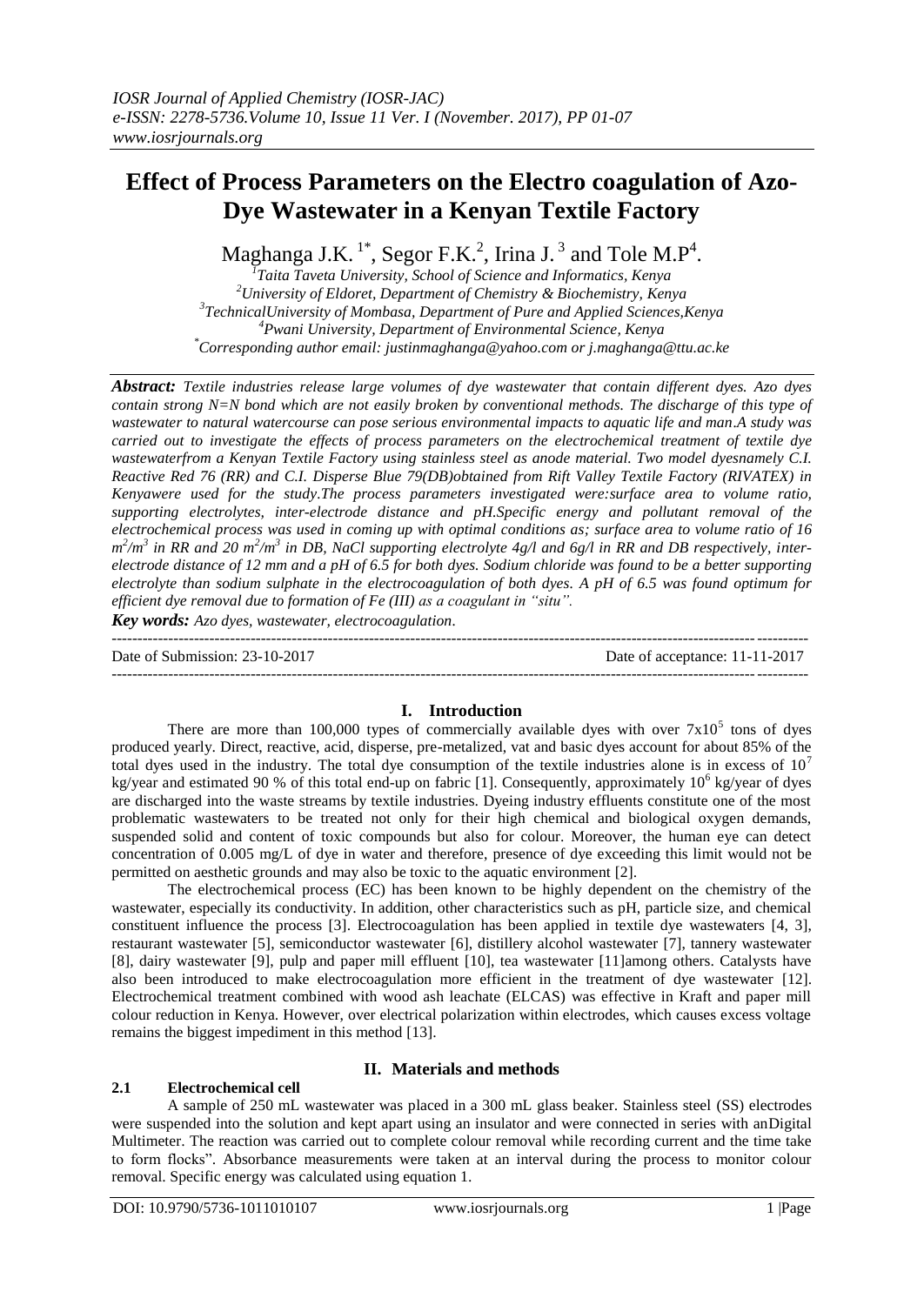# Effect of Process Parameters on the Electro coagulation of Azo-Dye Wastewater in a Kenyan Textile Factory

Maghanga J.K. [1*], Segor F.K.[2], Irina J. [3] and Tole M.P[4].

[1]Taita Taveta University, School of Science and Informatics, Kenya
[2]University of Eldoret, Department of Chemistry & Biochemistry, Kenya
[3]TechnicalUniversity of Mombasa, Department of Pure and Applied Sciences,Kenya
[4]Pwani University, Department of Environmental Science, Kenya
[*]Corresponding author email: justinmaghanga@yahoo.com or j.maghanga@ttu.ac.ke

***Abstract:*** *Textile industries release large volumes of dye wastewater that contain different dyes. Azo dyes contain strong N=N bond which are not easily broken by conventional methods. The discharge of this type of wastewater to natural watercourse can pose serious environmental impacts to aquatic life and man.A study was carried out to investigate the effects of process parameters on the electrochemical treatment of textile dye wastewaterfrom a Kenyan Textile Factory using stainless steel as anode material. Two model dyesnamely C.I. Reactive Red 76 (RR) and C.I. Disperse Blue 79(DB)obtained from Rift Valley Textile Factory (RIVATEX) in Kenyawere used for the study.The process parameters investigated were:surface area to volume ratio, supporting electrolytes, inter-electrode distance and pH.Specific energy and pollutant removal of the electrochemical process was used in coming up with optimal conditions as; surface area to volume ratio of 16 $m^2/m^3$ in RR and 20 $m^2/m^3$ in DB, NaCl supporting electrolyte 4g/l and 6g/l in RR and DB respectively, inter-electrode distance of 12 mm and a pH of 6.5 for both dyes. Sodium chloride was found to be a better supporting electrolyte than sodium sulphate in the electrocoagulation of both dyes. A pH of 6.5 was found optimum for efficient dye removal due to formation of Fe (III) as a coagulant in "situ".*

***Key words:*** *Azo dyes, wastewater, electrocoagulation.*

Date of Submission: 23-10-2017 Date of acceptance: 11-11-2017

## I. Introduction

There are more than 100,000 types of commercially available dyes with over $7x10^5$ tons of dyes produced yearly. Direct, reactive, acid, disperse, pre-metalized, vat and basic dyes account for about 85% of the total dyes used in the industry. The total dye consumption of the textile industries alone is in excess of $10^7$ kg/year and estimated 90 % of this total end-up on fabric [1]. Consequently, approximately $10^6$ kg/year of dyes are discharged into the waste streams by textile industries. Dyeing industry effluents constitute one of the most problematic wastewaters to be treated not only for their high chemical and biological oxygen demands, suspended solid and content of toxic compounds but also for colour. Moreover, the human eye can detect concentration of 0.005 mg/L of dye in water and therefore, presence of dye exceeding this limit would not be permitted on aesthetic grounds and may also be toxic to the aquatic environment [2].

The electrochemical process (EC) has been known to be highly dependent on the chemistry of the wastewater, especially its conductivity. In addition, other characteristics such as pH, particle size, and chemical constituent influence the process [3]. Electrocoagulation has been applied in textile dye wastewaters [4, 3], restaurant wastewater [5], semiconductor wastewater [6], distillery alcohol wastewater [7], tannery wastewater [8], dairy wastewater [9], pulp and paper mill effluent [10], tea wastewater [11]among others. Catalysts have also been introduced to make electrocoagulation more efficient in the treatment of dye wastewater [12]. Electrochemical treatment combined with wood ash leachate (ELCAS) was effective in Kraft and paper mill colour reduction in Kenya. However, over electrical polarization within electrodes, which causes excess voltage remains the biggest impediment in this method [13].

## II. Materials and methods

### 2.1 Electrochemical cell

A sample of 250 mL wastewater was placed in a 300 mL glass beaker. Stainless steel (SS) electrodes were suspended into the solution and kept apart using an insulator and were connected in series with anDigital Multimeter. The reaction was carried out to complete colour removal while recording current and the time take to form flocks". Absorbance measurements were taken at an interval during the process to monitor colour removal. Specific energy was calculated using equation 1.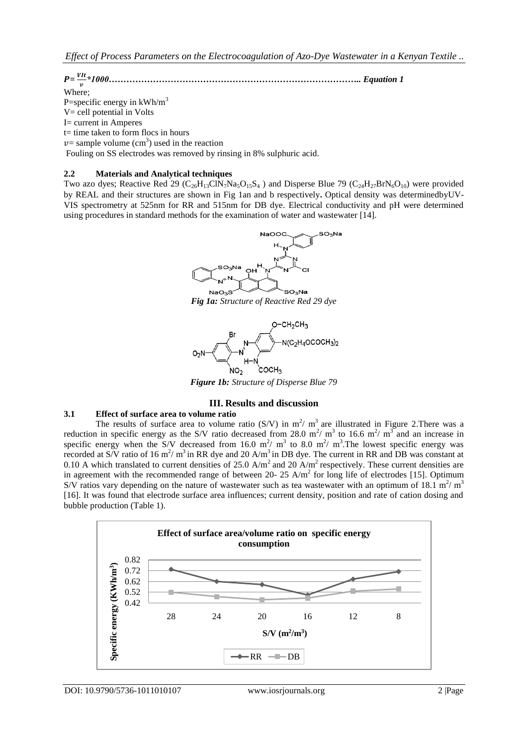$$P = \frac{VIt}{v} * 1000 \quad \text{…………………………………………………………………………….. Equation 1}$$

Where;

P=specific energy in $kWh/m^3$

V= cell potential in Volts

I= current in Amperes

t= time taken to form flocs in hours

$v$= sample volume ($cm^3$) used in the reaction

Fouling on SS electrodes was removed by rinsing in 8% sulphuric acid.

### 2.2 Materials and Analytical techniques

Two azo dyes; Reactive Red 29 ($C_{26}H_{13}ClN_7Na_5O_{15}S_4$ ) and Disperse Blue 79 ($C_{24}H_{27}BrN_6O_{10}$) were provided by REAL and their structures are shown in Fig 1an and b respectively**.** Optical density was determinedbyUV-VIS spectrometry at 525nm for RR and 515nm for DB dye. Electrical conductivity and pH were determined using procedures in standard methods for the examination of water and wastewater [14].

NaOOC SO3Na H N N N N Cl H N OH SO3Na N N NaO3S SO3Na

***Fig 1a:** Structure of Reactive Red 29 dye*

O–CH2CH3 Br N(C2H4OCOCH3)2 O2N N N H–N NO2 COCH3

***Figure 1b:** Structure of Disperse Blue 79*

## III. Results and discussion

### 3.1 Effect of surface area to volume ratio

The results of surface area to volume ratio (S/V) in $m^2/ m^3$ are illustrated in Figure 2.There was a reduction in specific energy as the S/V ratio decreased from 28.0 $m^2/ m^3$ to 16.6 $m^2/ m^3$ and an increase in specific energy when the S/V decreased from 16.0 $m^2/ m^3$ to 8.0 $m^2/ m^3$.The lowest specific energy was recorded at S/V ratio of 16 $m^2/ m^3$ in RR dye and 20 $A/m^3$ in DB dye. The current in RR and DB was constant at 0.10 A which translated to current densities of 25.0 $A/m^2$ and 20 $A/m^2$ respectively. These current densities are in agreement with the recommended range of between 20- 25 $A/m^2$ for long life of electrodes [15]. Optimum S/V ratios vary depending on the nature of wastewater such as tea wastewater with an optimum of 18.1 $m^2/ m^3$ [16]. It was found that electrode surface area influences; current density, position and rate of cation dosing and bubble production (Table 1).

**Effect of surface area/volume ratio on specific energy consumption**

Specific energy (KWh/m³)

0.82
0.72
0.62
0.52
0.42

28 24 20 16 12 8

S/V (m²/m³)

RR DB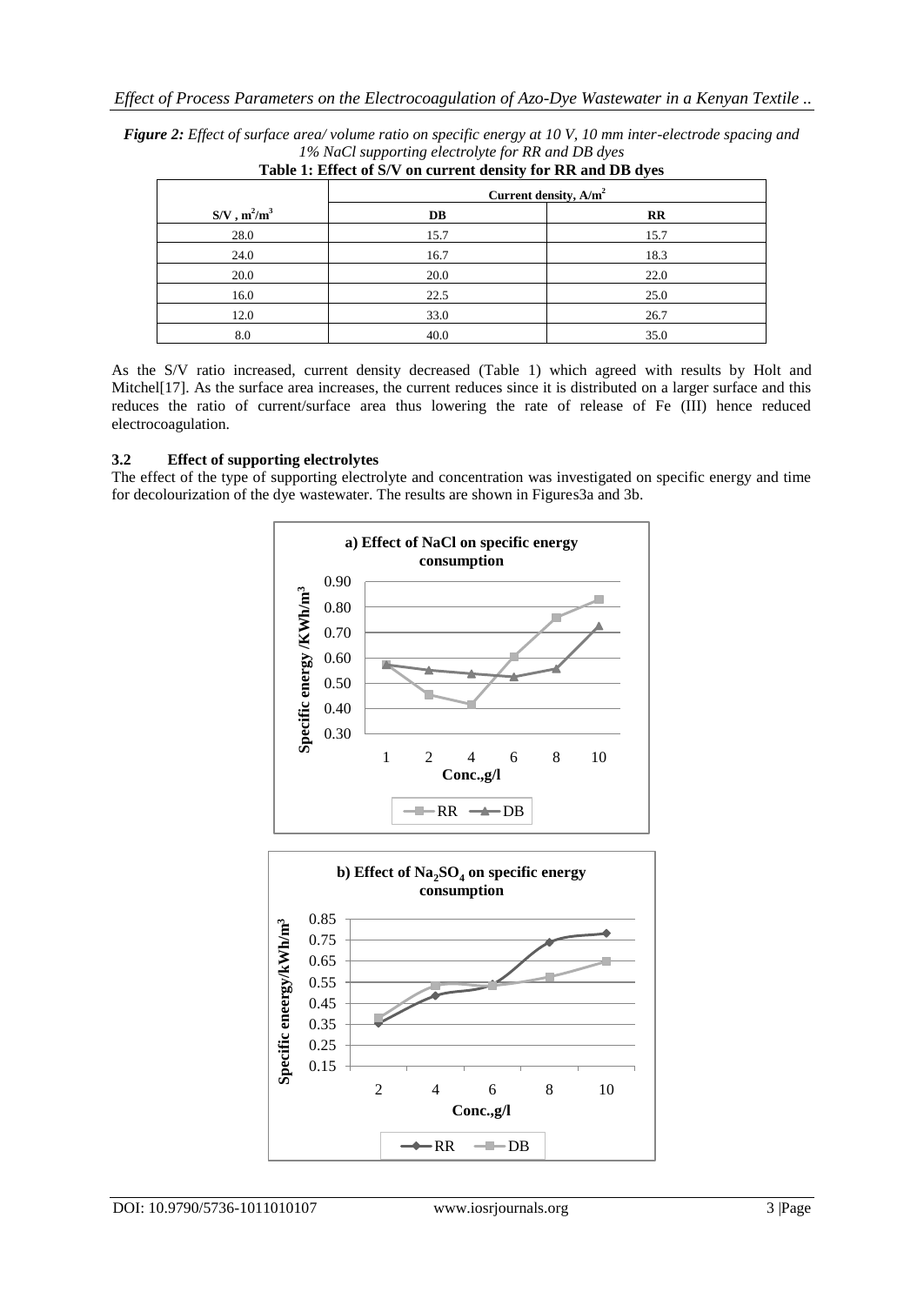***Figure 2:** Effect of surface area/ volume ratio on specific energy at 10 V, 10 mm inter-electrode spacing and 1% NaCl supporting electrolyte for RR and DB dyes*

**Table 1: Effect of S/V on current density for RR and DB dyes**

| | Current density, $A/m^2$ | |
|---|---|---|
| S/V , $m^2/m^3$ | DB | RR |
| 28.0 | 15.7 | 15.7 |
| 24.0 | 16.7 | 18.3 |
| 20.0 | 20.0 | 22.0 |
| 16.0 | 22.5 | 25.0 |
| 12.0 | 33.0 | 26.7 |
| 8.0 | 40.0 | 35.0 |

As the S/V ratio increased, current density decreased (Table 1) which agreed with results by Holt and Mitchel[17]. As the surface area increases, the current reduces since it is distributed on a larger surface and this reduces the ratio of current/surface area thus lowering the rate of release of Fe (III) hence reduced electrocoagulation.

### 3.2 Effect of supporting electrolytes

The effect of the type of supporting electrolyte and concentration was investigated on specific energy and time for decolourization of the dye wastewater. The results are shown in Figures3a and 3b.

a) Effect of NaCl on specific energy consumption

Specific energy /KWh/m³

0.90
0.80
0.70
0.60
0.50
0.40
0.30

1 2 4 6 8 10

Conc.,g/l

RR DB

b) Effect of $Na_2SO_4$ on specific energy consumption

Specific eneergy/kWh/m³

0.85
0.75
0.65
0.55
0.45
0.35
0.25
0.15

2 4 6 8 10

Conc.,g/l

RR DB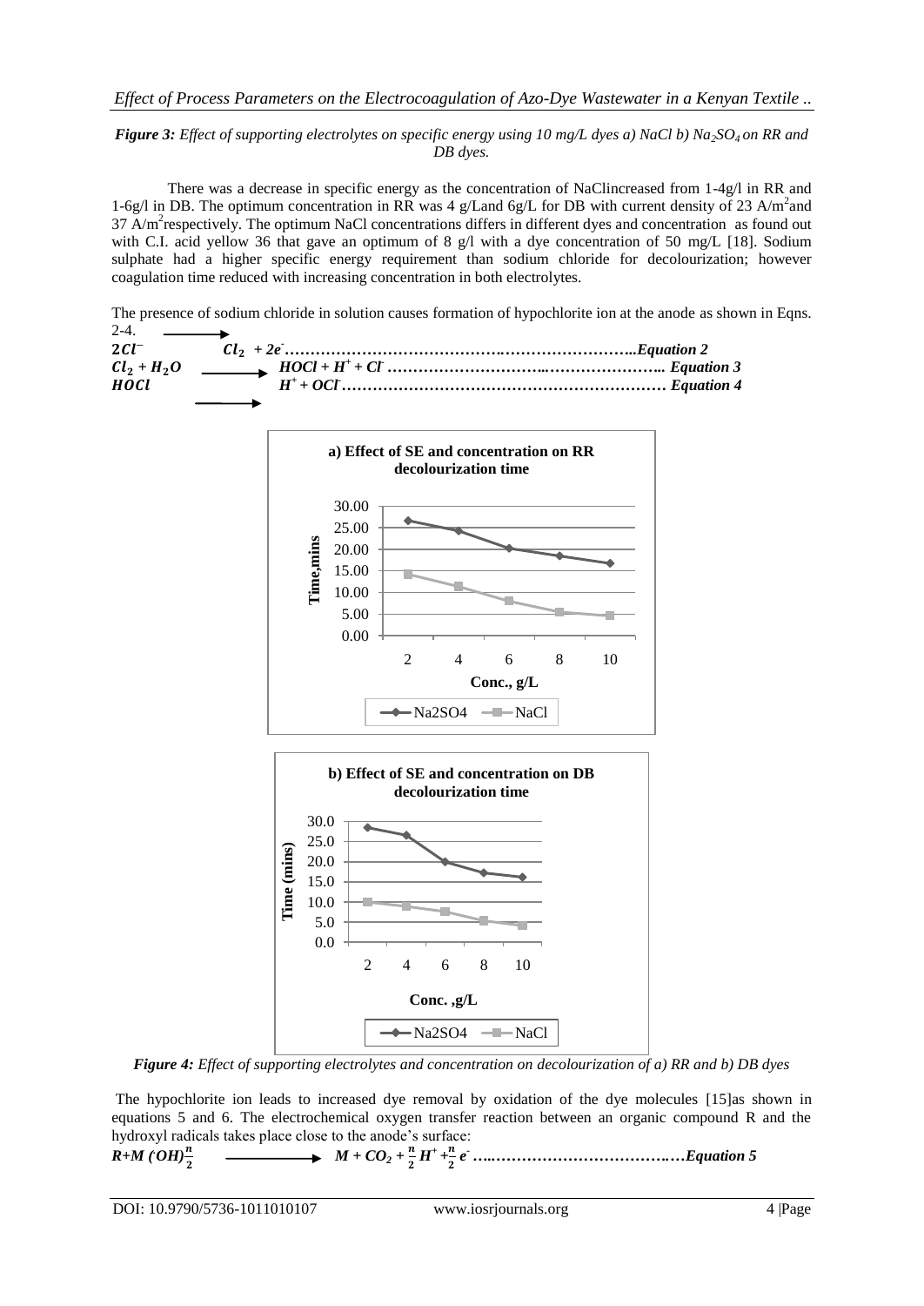*Figure 3: Effect of supporting electrolytes on specific energy using 10 mg/L dyes a) NaCl b) $Na_2SO_4$ on RR and DB dyes.*

There was a decrease in specific energy as the concentration of NaClincreased from 1-4g/l in RR and 1-6g/l in DB. The optimum concentration in RR was 4 g/Land 6g/L for DB with current density of 23 $A/m^2$and 37 $A/m^2$respectively. The optimum NaCl concentrations differs in different dyes and concentration as found out with C.I. acid yellow 36 that gave an optimum of 8 g/l with a dye concentration of 50 mg/L [18]. Sodium sulphate had a higher specific energy requirement than sodium chloride for decolourization; however coagulation time reduced with increasing concentration in both electrolytes.

The presence of sodium chloride in solution causes formation of hypochlorite ion at the anode as shown in Eqns. 2-4.

$$2Cl^- \longrightarrow Cl_2 + 2e^- \quad \text{......Equation 2}$$

$$Cl_2 + H_2O \longrightarrow HOCl + H^+ + Cl^- \quad \text{...... Equation 3}$$

$$HOCl \longrightarrow H^+ + OCl^- \quad \text{...... Equation 4}$$

a) Effect of SE and concentration on RR decolourization time

Time,mins

30.00
25.00
20.00
15.00
10.00
5.00
0.00

2 4 6 8 10

Conc., g/L

Na2SO4 NaCl

b) Effect of SE and concentration on DB decolourization time

Time (mins)

30.0
25.0
20.0
15.0
10.0
5.0
0.0

2 4 6 8 10

Conc. ,g/L

Na2SO4 NaCl

*Figure 4: Effect of supporting electrolytes and concentration on decolourization of a) RR and b) DB dyes*

The hypochlorite ion leads to increased dye removal by oxidation of the dye molecules [15]as shown in equations 5 and 6. The electrochemical oxygen transfer reaction between an organic compound R and the hydroxyl radicals takes place close to the anode's surface:

$$R + M(^{\cdot}OH)_{\frac{n}{2}} \longrightarrow M + CO_2 + \frac{n}{2}H^+ + \frac{n}{2}e^- \quad \text{......Equation 5}$$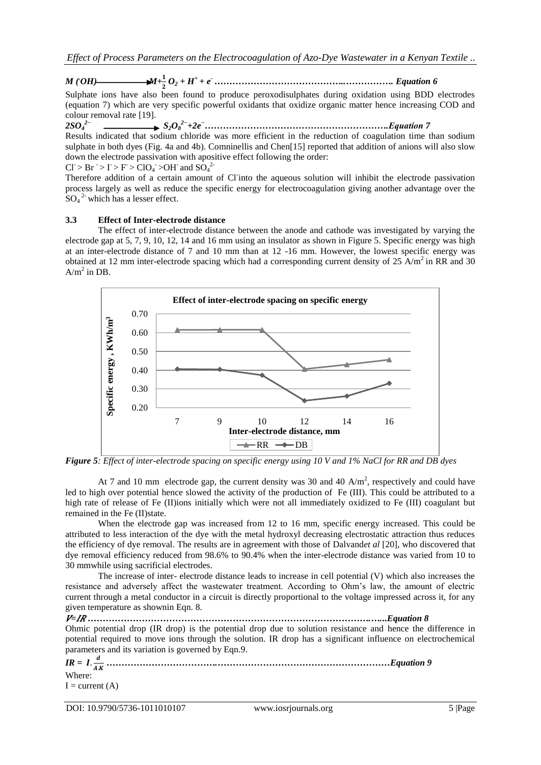$$M\,(^{\cdot}OH) \longrightarrow M + \frac{1}{2}O_2 + H^+ + e^- \text{ ……………………………………..……………. Equation 6}$$

Sulphate ions have also been found to produce peroxodisulphates during oxidation using BDD electrodes (equation 7) which are very specific powerful oxidants that oxidize organic matter hence increasing COD and colour removal rate [19].

$$2SO_4^{2-} \longrightarrow S_2O_8^{2-} + 2e^- \text{ …………………………………………………….Equation 7}$$

Results indicated that sodium chloride was more efficient in the reduction of coagulation time than sodium sulphate in both dyes (Fig. 4a and 4b). Comninellis and Chen[15] reported that addition of anions will also slow down the electrode passivation with apositive effect following the order:

$Cl^- > Br^- > I^- > F^- > ClO_4^- > OH^-$ and $SO_4^{2-}$

Therefore addition of a certain amount of $Cl^-$into the aqueous solution will inhibit the electrode passivation process largely as well as reduce the specific energy for electrocoagulation giving another advantage over the $SO_4^{2-}$ which has a lesser effect.

### 3.3 Effect of Inter-electrode distance

The effect of inter-electrode distance between the anode and cathode was investigated by varying the electrode gap at 5, 7, 9, 10, 12, 14 and 16 mm using an insulator as shown in Figure 5. Specific energy was high at an inter-electrode distance of 7 and 10 mm than at 12 -16 mm. However, the lowest specific energy was obtained at 12 mm inter-electrode spacing which had a corresponding current density of 25 $A/m^2$ in RR and 30 $A/m^2$ in DB.

Effect of inter-electrode spacing on specific energy

Specific energy , KWh/m³

0.70
0.60
0.50
0.40
0.30
0.20

7 9 10 12 14 16

Inter-electrode distance, mm

RR DB

*Figure 5: Effect of inter-electrode spacing on specific energy using 10 V and 1% NaCl for RR and DB dyes*

At 7 and 10 mm electrode gap, the current density was 30 and 40 $A/m^2$, respectively and could have led to high over potential hence slowed the activity of the production of Fe (III). This could be attributed to a high rate of release of Fe (II)ions initially which were not all immediately oxidized to Fe (III) coagulant but remained in the Fe (II)state.

When the electrode gap was increased from 12 to 16 mm, specific energy increased. This could be attributed to less interaction of the dye with the metal hydroxyl decreasing electrostatic attraction thus reduces the efficiency of dye removal. The results are in agreement with those of Dalvand*et al* [20], who discovered that dye removal efficiency reduced from 98.6% to 90.4% when the inter-electrode distance was varied from 10 to 30 mmwhile using sacrificial electrodes.

The increase of inter- electrode distance leads to increase in cell potential (V) which also increases the resistance and adversely affect the wastewater treatment. According to Ohm's law, the amount of electric current through a metal conductor in a circuit is directly proportional to the voltage impressed across it, for any given temperature as shownin Eqn. 8.

$$V = IR \text{ ………………………………………………………………………………..…...Equation 8}$$

Ohmic potential drop (IR drop) is the potential drop due to solution resistance and hence the difference in potential required to move ions through the solution. IR drop has a significant influence on electrochemical parameters and its variation is governed by Eqn.9.

$$IR = I.\frac{d}{A.K} \text{ ……………………………….……………………………………………………Equation 9}$$

Where:

I = current (A)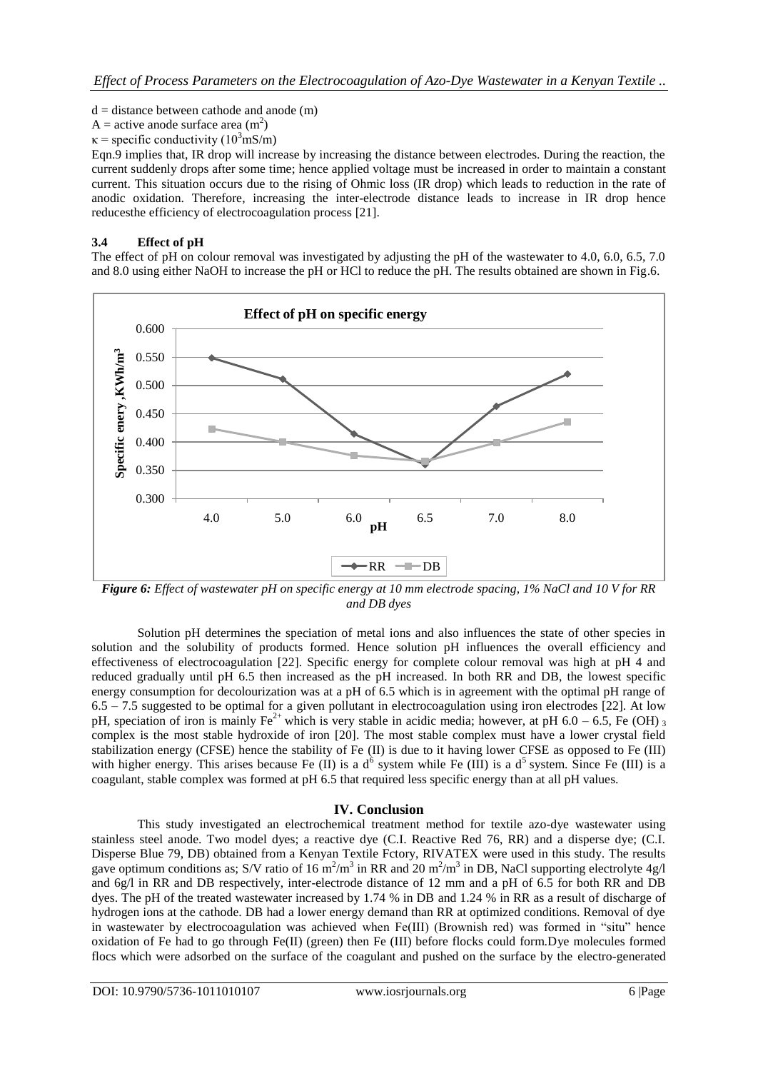d = distance between cathode and anode (m)

A = active anode surface area ($m^2$)

κ = specific conductivity ($10^3$mS/m)

Eqn.9 implies that, IR drop will increase by increasing the distance between electrodes. During the reaction, the current suddenly drops after some time; hence applied voltage must be increased in order to maintain a constant current. This situation occurs due to the rising of Ohmic loss (IR drop) which leads to reduction in the rate of anodic oxidation. Therefore, increasing the inter-electrode distance leads to increase in IR drop hence reducesthe efficiency of electrocoagulation process [21].

### 3.4 Effect of pH

The effect of pH on colour removal was investigated by adjusting the pH of the wastewater to 4.0, 6.0, 6.5, 7.0 and 8.0 using either NaOH to increase the pH or HCl to reduce the pH. The results obtained are shown in Fig.6.

Effect of pH on specific energy

Specific enery ,KWh/m3

0.600
0.550
0.500
0.450
0.400
0.350
0.300

4.0
5.0
6.0
6.5
7.0
8.0

pH

RR
DB

*Figure 6: Effect of wastewater pH on specific energy at 10 mm electrode spacing, 1% NaCl and 10 V for RR and DB dyes*

Solution pH determines the speciation of metal ions and also influences the state of other species in solution and the solubility of products formed. Hence solution pH influences the overall efficiency and effectiveness of electrocoagulation [22]. Specific energy for complete colour removal was high at pH 4 and reduced gradually until pH 6.5 then increased as the pH increased. In both RR and DB, the lowest specific energy consumption for decolourization was at a pH of 6.5 which is in agreement with the optimal pH range of 6.5 – 7.5 suggested to be optimal for a given pollutant in electrocoagulation using iron electrodes [22]. At low pH, speciation of iron is mainly $Fe^{2+}$ which is very stable in acidic media; however, at pH 6.0 – 6.5, $Fe(OH)_3$ complex is the most stable hydroxide of iron [20]. The most stable complex must have a lower crystal field stabilization energy (CFSE) hence the stability of Fe (II) is due to it having lower CFSE as opposed to Fe (III) with higher energy. This arises because Fe (II) is a $d^6$ system while Fe (III) is a $d^5$ system. Since Fe (III) is a coagulant, stable complex was formed at pH 6.5 that required less specific energy than at all pH values.

## IV. Conclusion

This study investigated an electrochemical treatment method for textile azo-dye wastewater using stainless steel anode. Two model dyes; a reactive dye (C.I. Reactive Red 76, RR) and a disperse dye; (C.I. Disperse Blue 79, DB) obtained from a Kenyan Textile Fctory, RIVATEX were used in this study. The results gave optimum conditions as; S/V ratio of 16 $m^2/m^3$ in RR and 20 $m^2/m^3$ in DB, NaCl supporting electrolyte 4g/l and 6g/l in RR and DB respectively, inter-electrode distance of 12 mm and a pH of 6.5 for both RR and DB dyes. The pH of the treated wastewater increased by 1.74 % in DB and 1.24 % in RR as a result of discharge of hydrogen ions at the cathode. DB had a lower energy demand than RR at optimized conditions. Removal of dye in wastewater by electrocoagulation was achieved when Fe(III) (Brownish red) was formed in "situ" hence oxidation of Fe had to go through Fe(II) (green) then Fe (III) before flocks could form.Dye molecules formed flocs which were adsorbed on the surface of the coagulant and pushed on the surface by the electro-generated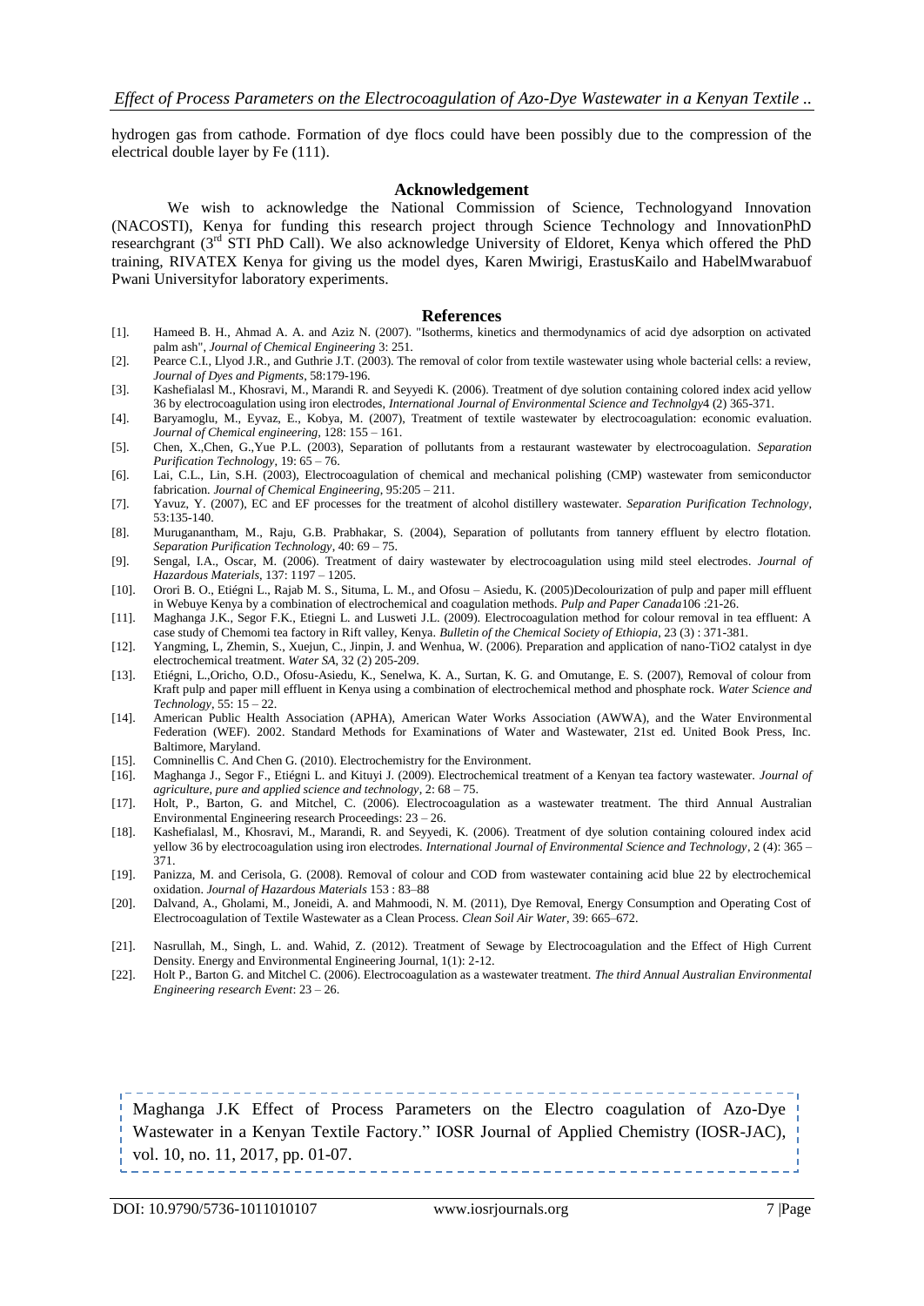hydrogen gas from cathode. Formation of dye flocs could have been possibly due to the compression of the electrical double layer by Fe (111).

## Acknowledgement

We wish to acknowledge the National Commission of Science, Technologyand Innovation (NACOSTI), Kenya for funding this research project through Science Technology and InnovationPhD researchgrant (3rd STI PhD Call). We also acknowledge University of Eldoret, Kenya which offered the PhD training, RIVATEX Kenya for giving us the model dyes, Karen Mwirigi, ErastusKailo and HabelMwarabuof Pwani Universityfor laboratory experiments.

## References

[1]. Hameed B. H., Ahmad A. A. and Aziz N. (2007). "Isotherms, kinetics and thermodynamics of acid dye adsorption on activated palm ash", *Journal of Chemical Engineering* 3: 251.

[2]. Pearce C.I., Llyod J.R., and Guthrie J.T. (2003). The removal of color from textile wastewater using whole bacterial cells: a review, *Journal of Dyes and Pigments*, 58:179-196.

[3]. Kashefialasl M., Khosravi, M., Marandi R. and Seyyedi K. (2006). Treatment of dye solution containing colored index acid yellow 36 by electrocoagulation using iron electrodes, *International Journal of Environmental Science and Technolgy*4 (2) 365-371.

[4]. Baryamoglu, M., Eyvaz, E., Kobya, M. (2007), Treatment of textile wastewater by electrocoagulation: economic evaluation. *Journal of Chemical engineering*, 128: 155 – 161.

[5]. Chen, X.,Chen, G.,Yue P.L. (2003), Separation of pollutants from a restaurant wastewater by electrocoagulation. *Separation Purification Technology*, 19: 65 – 76.

[6]. Lai, C.L., Lin, S.H. (2003), Electrocoagulation of chemical and mechanical polishing (CMP) wastewater from semiconductor fabrication. *Journal of Chemical Engineering*, 95:205 – 211.

[7]. Yavuz, Y. (2007), EC and EF processes for the treatment of alcohol distillery wastewater. *Separation Purification Technology*, 53:135-140.

[8]. Muruganantham, M., Raju, G.B. Prabhakar, S. (2004), Separation of pollutants from tannery effluent by electro flotation. *Separation Purification Technology*, 40: 69 – 75.

[9]. Sengal, I.A., Oscar, M. (2006). Treatment of dairy wastewater by electrocoagulation using mild steel electrodes. *Journal of Hazardous Materials*, 137: 1197 – 1205.

[10]. Orori B. O., Etiégni L., Rajab M. S., Situma, L. M., and Ofosu – Asiedu, K. (2005)Decolourization of pulp and paper mill effluent in Webuye Kenya by a combination of electrochemical and coagulation methods. *Pulp and Paper Canada*106 :21-26.

[11]. Maghanga J.K., Segor F.K., Etiegni L. and Lusweti J.L. (2009). Electrocoagulation method for colour removal in tea effluent: A case study of Chemomi tea factory in Rift valley, Kenya. *Bulletin of the Chemical Society of Ethiopia*, 23 (3) : 371-381.

[12]. Yangming, L, Zhemin, S., Xuejun, C., Jinpin, J. and Wenhua, W. (2006). Preparation and application of nano-TiO2 catalyst in dye electrochemical treatment. *Water SA*, 32 (2) 205-209.

[13]. Etiégni, L.,Oricho, O.D., Ofosu-Asiedu, K., Senelwa, K. A., Surtan, K. G. and Omutange, E. S. (2007), Removal of colour from Kraft pulp and paper mill effluent in Kenya using a combination of electrochemical method and phosphate rock. *Water Science and Technology*, 55: 15 – 22.

[14]. American Public Health Association (APHA), American Water Works Association (AWWA), and the Water Environmental Federation (WEF). 2002. Standard Methods for Examinations of Water and Wastewater, 21st ed. United Book Press, Inc. Baltimore, Maryland.

[15]. Comninellis C. And Chen G. (2010). Electrochemistry for the Environment.

[16]. Maghanga J., Segor F., Etiégni L. and Kituyi J. (2009). Electrochemical treatment of a Kenyan tea factory wastewater. *Journal of agriculture, pure and applied science and technology*, 2: 68 – 75.

[17]. Holt, P., Barton, G. and Mitchel, C. (2006). Electrocoagulation as a wastewater treatment. The third Annual Australian Environmental Engineering research Proceedings: 23 – 26.

[18]. Kashefialasl, M., Khosravi, M., Marandi, R. and Seyyedi, K. (2006). Treatment of dye solution containing coloured index acid yellow 36 by electrocoagulation using iron electrodes. *International Journal of Environmental Science and Technology*, 2 (4): 365 – 371.

[19]. Panizza, M. and Cerisola, G. (2008). Removal of colour and COD from wastewater containing acid blue 22 by electrochemical oxidation. *Journal of Hazardous Materials* 153 : 83–88

[20]. Dalvand, A., Gholami, M., Joneidi, A. and Mahmoodi, N. M. (2011), Dye Removal, Energy Consumption and Operating Cost of Electrocoagulation of Textile Wastewater as a Clean Process. *Clean Soil Air Water*, 39: 665–672.

[21]. Nasrullah, M., Singh, L. and. Wahid, Z. (2012). Treatment of Sewage by Electrocoagulation and the Effect of High Current Density. Energy and Environmental Engineering Journal, 1(1): 2-12.

[22]. Holt P., Barton G. and Mitchel C. (2006). Electrocoagulation as a wastewater treatment. *The third Annual Australian Environmental Engineering research Event*: 23 – 26.

Maghanga J.K Effect of Process Parameters on the Electro coagulation of Azo-Dye Wastewater in a Kenyan Textile Factory." IOSR Journal of Applied Chemistry (IOSR-JAC), vol. 10, no. 11, 2017, pp. 01-07.